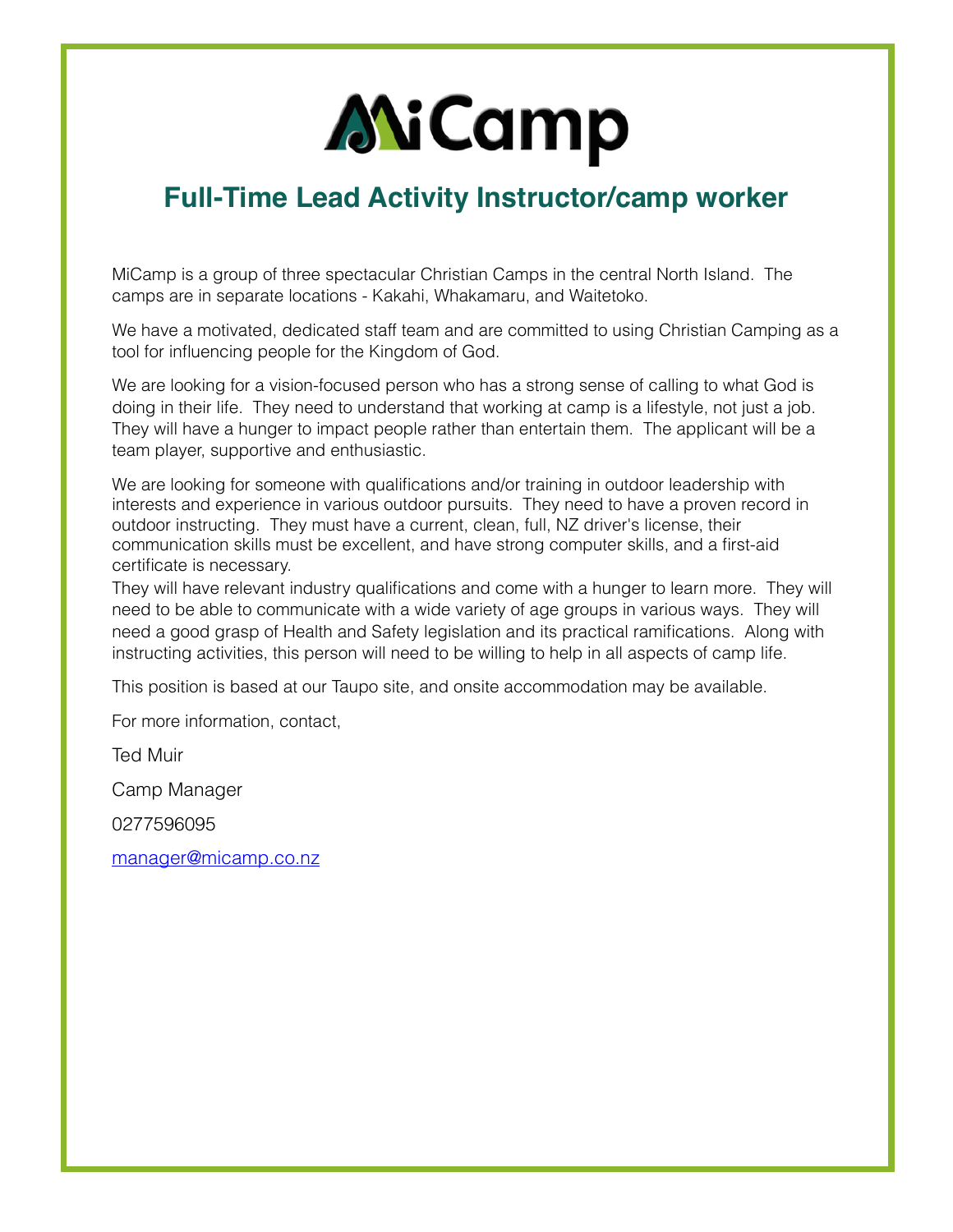# MiCamp

## Full-Time Lead Activity Instructor/camp worker

MiCamp is a group of three spectacular Christian Camps in the central North Island. The camps are in separate locations - Kakahi, Whakamaru, and Waitetoko.

We have a motivated, dedicated staff team and are committed to using Christian Camping as a tool for influencing people for the Kingdom of God.

We are looking for a vision-focused person who has a strong sense of calling to what God is doing in their life. They need to understand that working at camp is a lifestyle, not just a job. They will have a hunger to impact people rather than entertain them. The applicant will be a team player, supportive and enthusiastic.

We are looking for someone with qualifications and/or training in outdoor leadership with interests and experience in various outdoor pursuits. They need to have a proven record in outdoor instructing. They must have a current, clean, full, NZ driver's license, their communication skills must be excellent, and have strong computer skills, and a first-aid certificate is necessary.
They will have relevant industry qualifications and come with a hunger to learn more. They will need to be able to communicate with a wide variety of age groups in various ways. They will need a good grasp of Health and Safety legislation and its practical ramifications. Along with instructing activities, this person will need to be willing to help in all aspects of camp life.

This position is based at our Taupo site, and onsite accommodation may be available.

For more information, contact,

Ted Muir

Camp Manager

0277596095

manager@micamp.co.nz